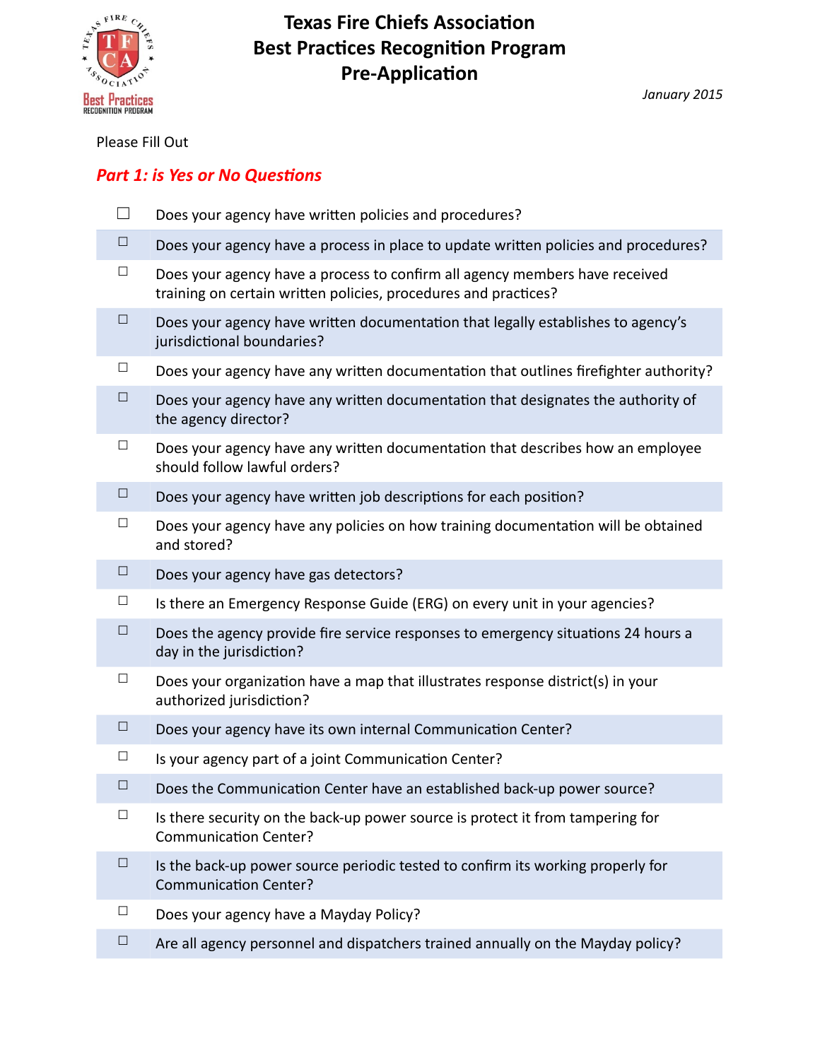# Texas Fire Chiefs Association
# Best Practices Recognition Program
# Pre-Application

*January 2015*

Please Fill Out

## *Part 1: is Yes or No Questions*

- ☐ Does your agency have written policies and procedures?
- ☐ Does your agency have a process in place to update written policies and procedures?
- ☐ Does your agency have a process to confirm all agency members have received training on certain written policies, procedures and practices?
- ☐ Does your agency have written documentation that legally establishes to agency's jurisdictional boundaries?
- ☐ Does your agency have any written documentation that outlines firefighter authority?
- ☐ Does your agency have any written documentation that designates the authority of the agency director?
- ☐ Does your agency have any written documentation that describes how an employee should follow lawful orders?
- ☐ Does your agency have written job descriptions for each position?
- ☐ Does your agency have any policies on how training documentation will be obtained and stored?
- ☐ Does your agency have gas detectors?
- ☐ Is there an Emergency Response Guide (ERG) on every unit in your agencies?
- ☐ Does the agency provide fire service responses to emergency situations 24 hours a day in the jurisdiction?
- ☐ Does your organization have a map that illustrates response district(s) in your authorized jurisdiction?
- ☐ Does your agency have its own internal Communication Center?
- ☐ Is your agency part of a joint Communication Center?
- ☐ Does the Communication Center have an established back-up power source?
- ☐ Is there security on the back-up power source is protect it from tampering for Communication Center?
- ☐ Is the back-up power source periodic tested to confirm its working properly for Communication Center?
- ☐ Does your agency have a Mayday Policy?
- ☐ Are all agency personnel and dispatchers trained annually on the Mayday policy?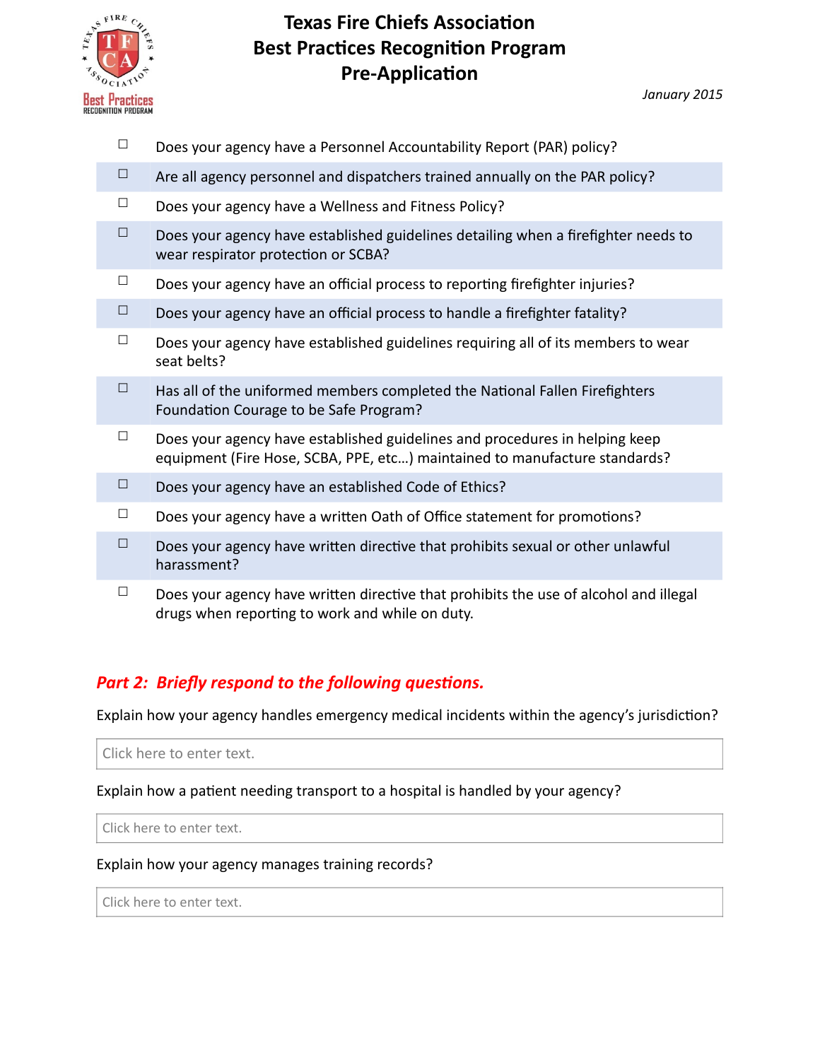# Texas Fire Chiefs Association
# Best Practices Recognition Program
# Pre-Application

*January 2015*

- ☐ Does your agency have a Personnel Accountability Report (PAR) policy?
- ☐ Are all agency personnel and dispatchers trained annually on the PAR policy?
- ☐ Does your agency have a Wellness and Fitness Policy?
- ☐ Does your agency have established guidelines detailing when a firefighter needs to wear respirator protection or SCBA?
- ☐ Does your agency have an official process to reporting firefighter injuries?
- ☐ Does your agency have an official process to handle a firefighter fatality?
- ☐ Does your agency have established guidelines requiring all of its members to wear seat belts?
- ☐ Has all of the uniformed members completed the National Fallen Firefighters Foundation Courage to be Safe Program?
- ☐ Does your agency have established guidelines and procedures in helping keep equipment (Fire Hose, SCBA, PPE, etc…) maintained to manufacture standards?
- ☐ Does your agency have an established Code of Ethics?
- ☐ Does your agency have a written Oath of Office statement for promotions?
- ☐ Does your agency have written directive that prohibits sexual or other unlawful harassment?
- ☐ Does your agency have written directive that prohibits the use of alcohol and illegal drugs when reporting to work and while on duty.

## *Part 2: Briefly respond to the following questions.*

Explain how your agency handles emergency medical incidents within the agency's jurisdiction?

Click here to enter text.

Explain how a patient needing transport to a hospital is handled by your agency?

Click here to enter text.

Explain how your agency manages training records?

Click here to enter text.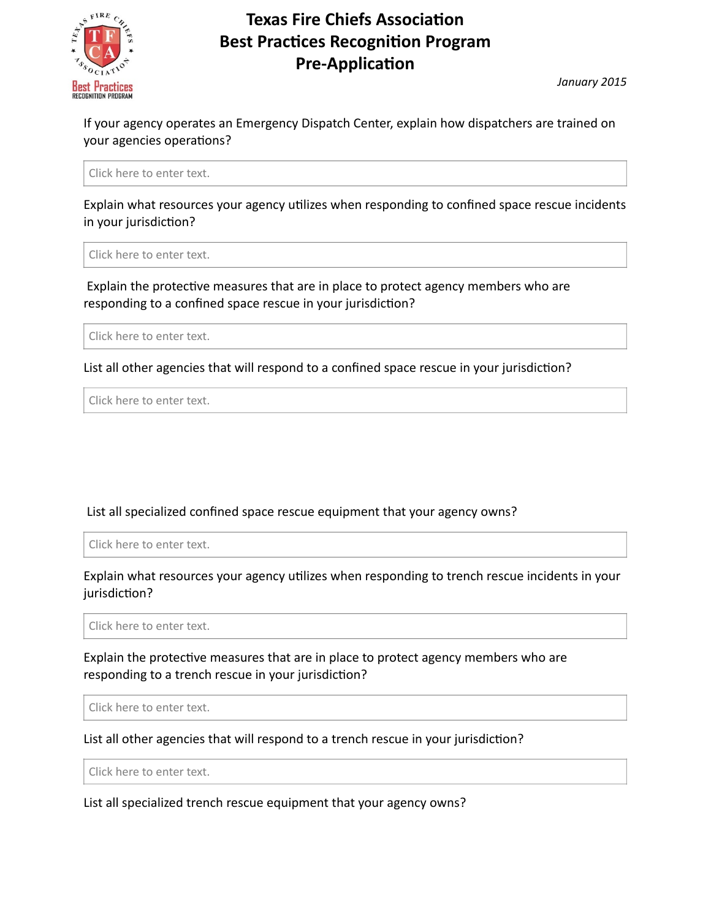# Texas Fire Chiefs Association
# Best Practices Recognition Program
# Pre-Application

*January 2015*

If your agency operates an Emergency Dispatch Center, explain how dispatchers are trained on your agencies operations?

Click here to enter text.

Explain what resources your agency utilizes when responding to confined space rescue incidents in your jurisdiction?

Click here to enter text.

Explain the protective measures that are in place to protect agency members who are responding to a confined space rescue in your jurisdiction?

Click here to enter text.

List all other agencies that will respond to a confined space rescue in your jurisdiction?

Click here to enter text.

List all specialized confined space rescue equipment that your agency owns?

Click here to enter text.

Explain what resources your agency utilizes when responding to trench rescue incidents in your jurisdiction?

Click here to enter text.

Explain the protective measures that are in place to protect agency members who are responding to a trench rescue in your jurisdiction?

Click here to enter text.

List all other agencies that will respond to a trench rescue in your jurisdiction?

Click here to enter text.

List all specialized trench rescue equipment that your agency owns?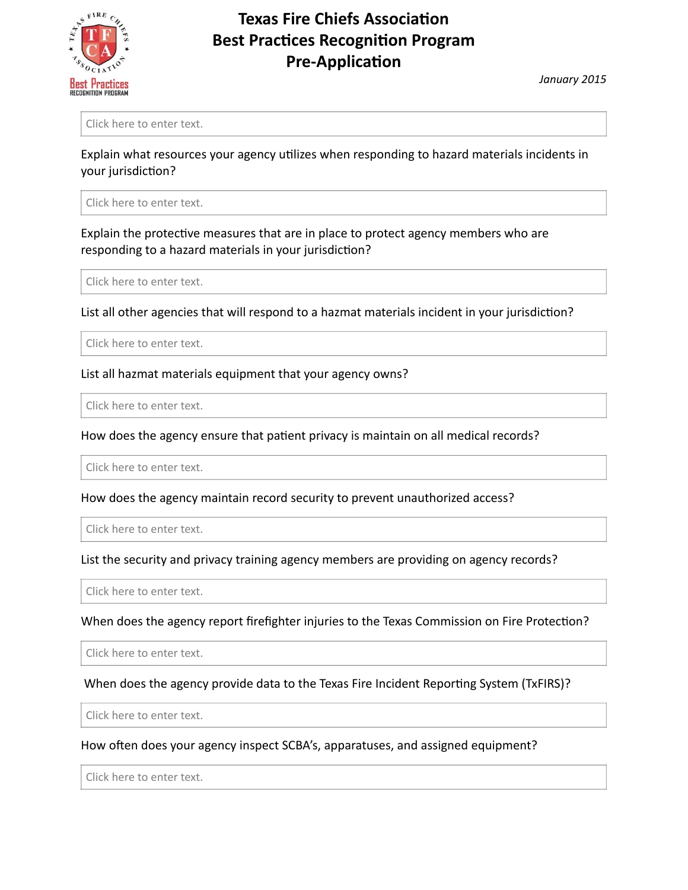# Texas Fire Chiefs Association
# Best Practices Recognition Program
# Pre-Application

*January 2015*

Click here to enter text.

Explain what resources your agency utilizes when responding to hazard materials incidents in your jurisdiction?

Click here to enter text.

Explain the protective measures that are in place to protect agency members who are responding to a hazard materials in your jurisdiction?

Click here to enter text.

List all other agencies that will respond to a hazmat materials incident in your jurisdiction?

Click here to enter text.

List all hazmat materials equipment that your agency owns?

Click here to enter text.

How does the agency ensure that patient privacy is maintain on all medical records?

Click here to enter text.

How does the agency maintain record security to prevent unauthorized access?

Click here to enter text.

List the security and privacy training agency members are providing on agency records?

Click here to enter text.

When does the agency report firefighter injuries to the Texas Commission on Fire Protection?

Click here to enter text.

When does the agency provide data to the Texas Fire Incident Reporting System (TxFIRS)?

Click here to enter text.

How often does your agency inspect SCBA's, apparatuses, and assigned equipment?

Click here to enter text.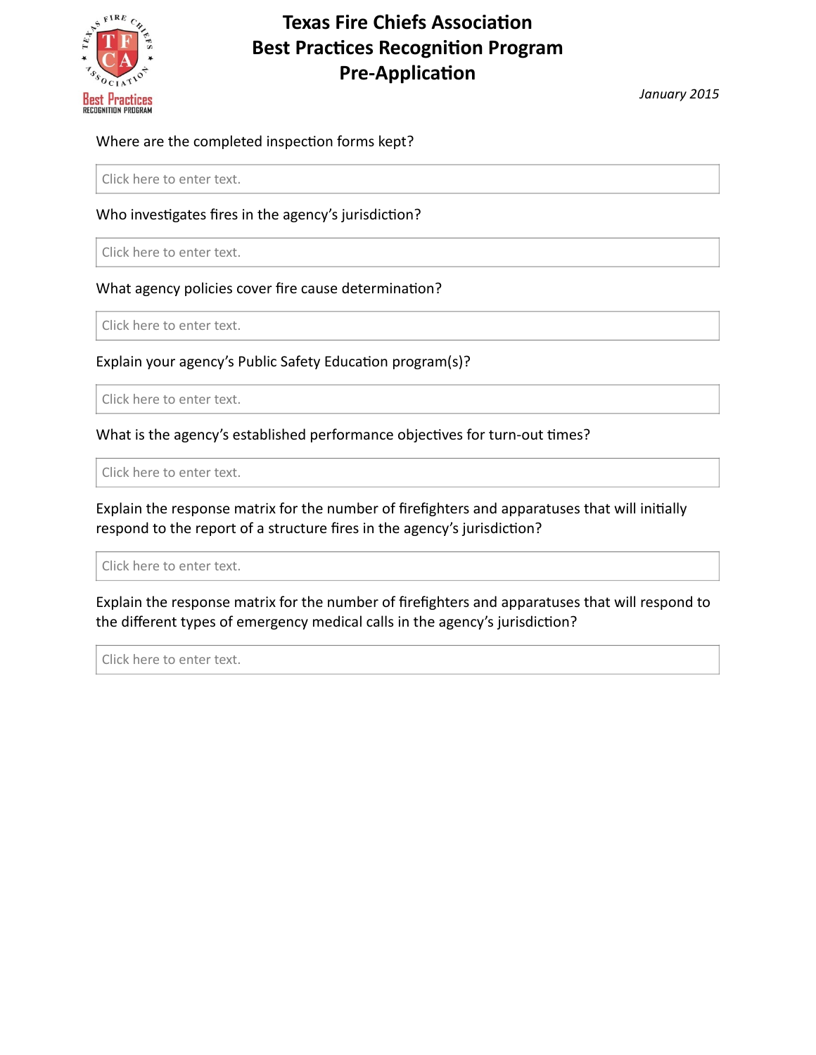# Texas Fire Chiefs Association
# Best Practices Recognition Program
# Pre-Application

*January 2015*

Where are the completed inspection forms kept?

Click here to enter text.

Who investigates fires in the agency's jurisdiction?

Click here to enter text.

What agency policies cover fire cause determination?

Click here to enter text.

Explain your agency's Public Safety Education program(s)?

Click here to enter text.

What is the agency's established performance objectives for turn-out times?

Click here to enter text.

Explain the response matrix for the number of firefighters and apparatuses that will initially respond to the report of a structure fires in the agency's jurisdiction?

Click here to enter text.

Explain the response matrix for the number of firefighters and apparatuses that will respond to the different types of emergency medical calls in the agency's jurisdiction?

Click here to enter text.